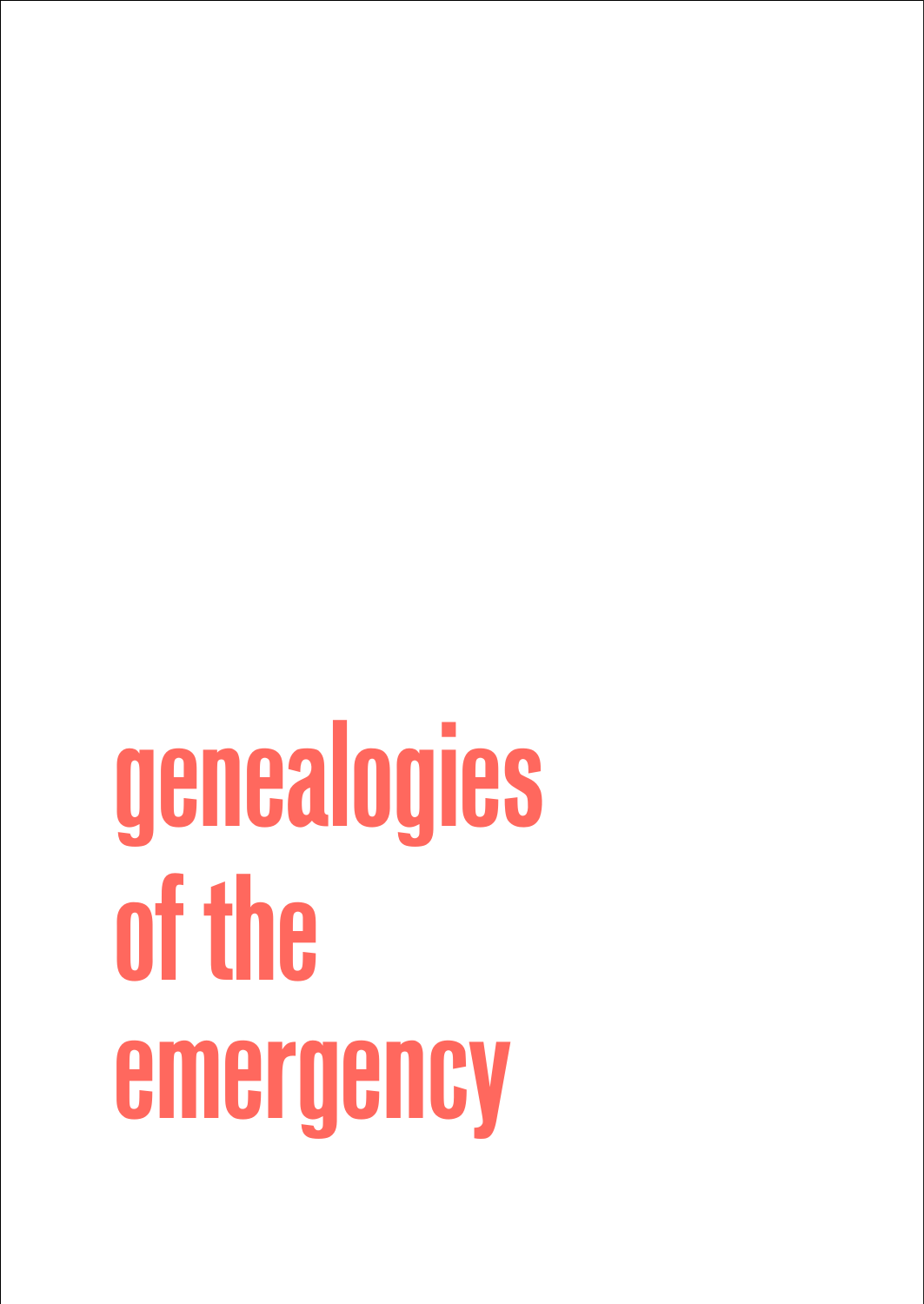# genealogies of the emergency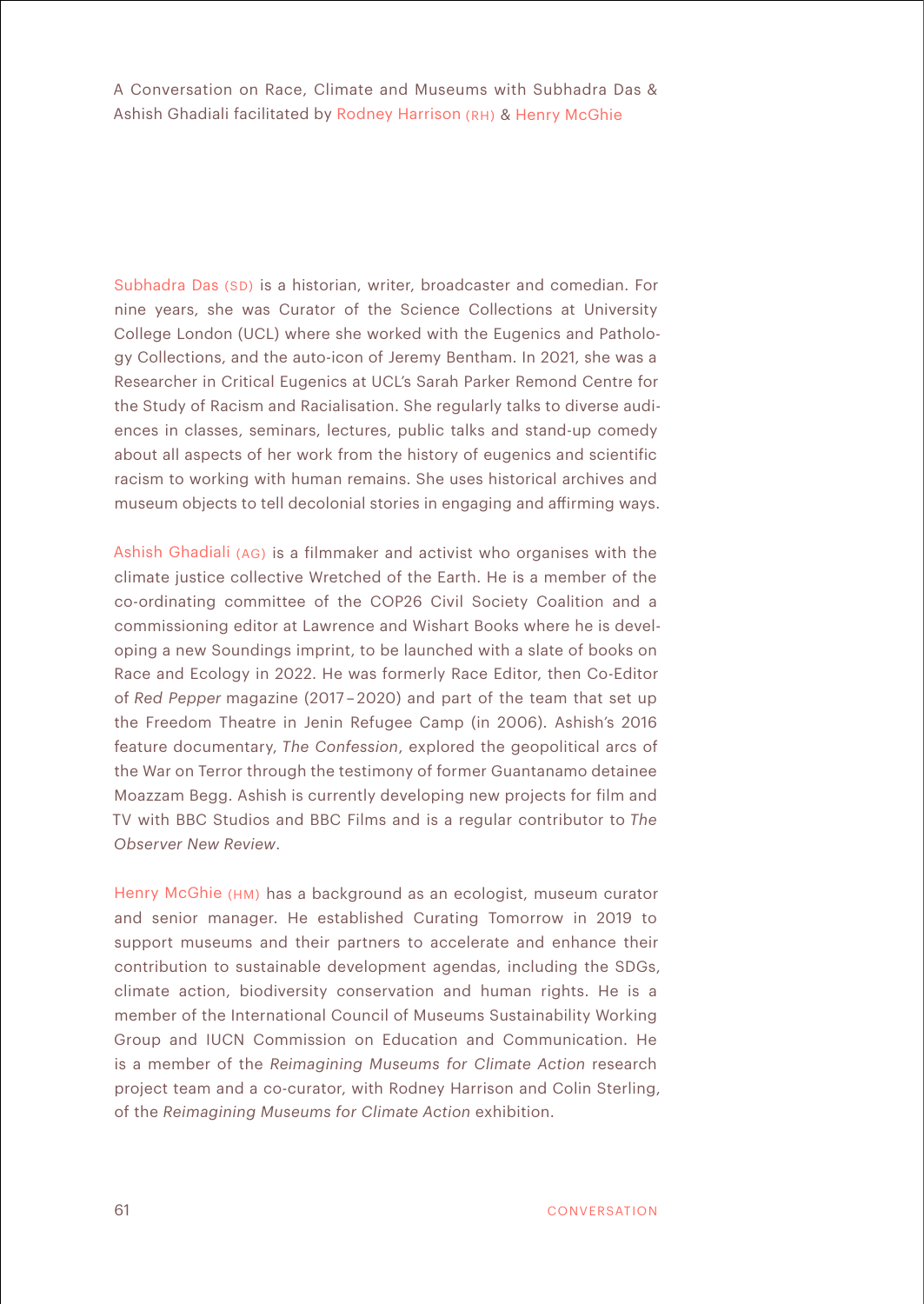A Conversation on Race, Climate and Museums with Subhadra Das & Ashish Ghadiali facilitated by Rodney Harrison (RH) & Henry McGhie

Subhadra Das (SD) is a historian, writer, broadcaster and comedian. For nine years, she was Curator of the Science Collections at University College London (UCL) where she worked with the Eugenics and Pathology Collections, and the auto-icon of Jeremy Bentham. In 2021, she was a Researcher in Critical Eugenics at UCL's Sarah Parker Remond Centre for the Study of Racism and Racialisation. She regularly talks to diverse audiences in classes, seminars, lectures, public talks and stand-up comedy about all aspects of her work from the history of eugenics and scientific racism to working with human remains. She uses historical archives and museum objects to tell decolonial stories in engaging and affirming ways.

Ashish Ghadiali (AG) is a filmmaker and activist who organises with the climate justice collective Wretched of the Earth. He is a member of the co-ordinating committee of the COP26 Civil Society Coalition and a commissioning editor at Lawrence and Wishart Books where he is developing a new Soundings imprint, to be launched with a slate of books on Race and Ecology in 2022. He was formerly Race Editor, then Co-Editor of *Red Pepper* magazine (2017–2020) and part of the team that set up the Freedom Theatre in Jenin Refugee Camp (in 2006). Ashish's 2016 feature documentary, *The Confession*, explored the geopolitical arcs of the War on Terror through the testimony of former Guantanamo detainee Moazzam Begg. Ashish is currently developing new projects for film and TV with BBC Studios and BBC Films and is a regular contributor to *The Observer New Review*.

Henry McGhie (HM) has a background as an ecologist, museum curator and senior manager. He established Curating Tomorrow in 2019 to support museums and their partners to accelerate and enhance their contribution to sustainable development agendas, including the SDGs, climate action, biodiversity conservation and human rights. He is a member of the International Council of Museums Sustainability Working Group and IUCN Commission on Education and Communication. He is a member of the *Reimagining Museums for Climate Action* research project team and a co-curator, with Rodney Harrison and Colin Sterling, of the *Reimagining Museums for Climate Action* exhibition.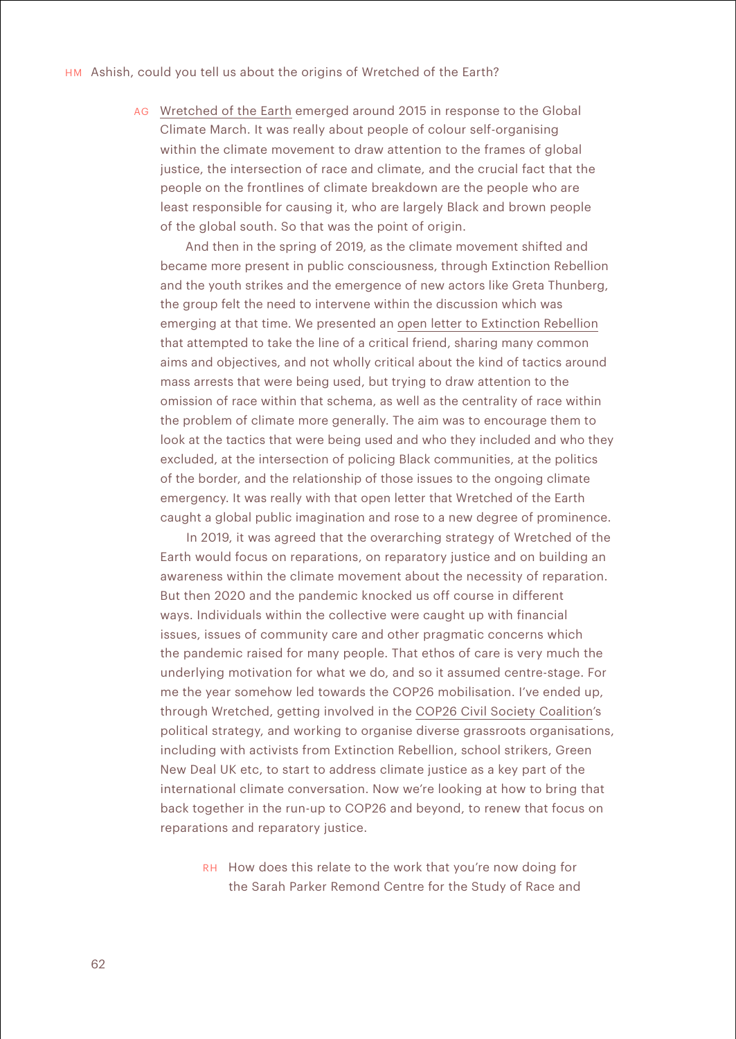HM Ashish, could you tell us about the origins of Wretched of the Earth?

AG Wretched of the Earth emerged around 2015 in response to the Global Climate March. It was really about people of colour self-organising within the climate movement to draw attention to the frames of global justice, the intersection of race and climate, and the crucial fact that the people on the frontlines of climate breakdown are the people who are least responsible for causing it, who are largely Black and brown people of the global south. So that was the point of origin.

And then in the spring of 2019, as the climate movement shifted and became more present in public consciousness, through Extinction Rebellion and the youth strikes and the emergence of new actors like Greta Thunberg, the group felt the need to intervene within the discussion which was emerging at that time. We presented an open letter to Extinction Rebellion that attempted to take the line of a critical friend, sharing many common aims and objectives, and not wholly critical about the kind of tactics around mass arrests that were being used, but trying to draw attention to the omission of race within that schema, as well as the centrality of race within the problem of climate more generally. The aim was to encourage them to look at the tactics that were being used and who they included and who they excluded, at the intersection of policing Black communities, at the politics of the border, and the relationship of those issues to the ongoing climate emergency. It was really with that open letter that Wretched of the Earth caught a global public imagination and rose to a new degree of prominence.

In 2019, it was agreed that the overarching strategy of Wretched of the Earth would focus on reparations, on reparatory justice and on building an awareness within the climate movement about the necessity of reparation. But then 2020 and the pandemic knocked us off course in different ways. Individuals within the collective were caught up with financial issues, issues of community care and other pragmatic concerns which the pandemic raised for many people. That ethos of care is very much the underlying motivation for what we do, and so it assumed centre-stage. For me the year somehow led towards the COP26 mobilisation. I've ended up, through Wretched, getting involved in the COP26 Civil Society Coalition's political strategy, and working to organise diverse grassroots organisations, including with activists from Extinction Rebellion, school strikers, Green New Deal UK etc, to start to address climate justice as a key part of the international climate conversation. Now we're looking at how to bring that back together in the run-up to COP26 and beyond, to renew that focus on reparations and reparatory justice.

RH How does this relate to the work that you're now doing for the Sarah Parker Remond Centre for the Study of Race and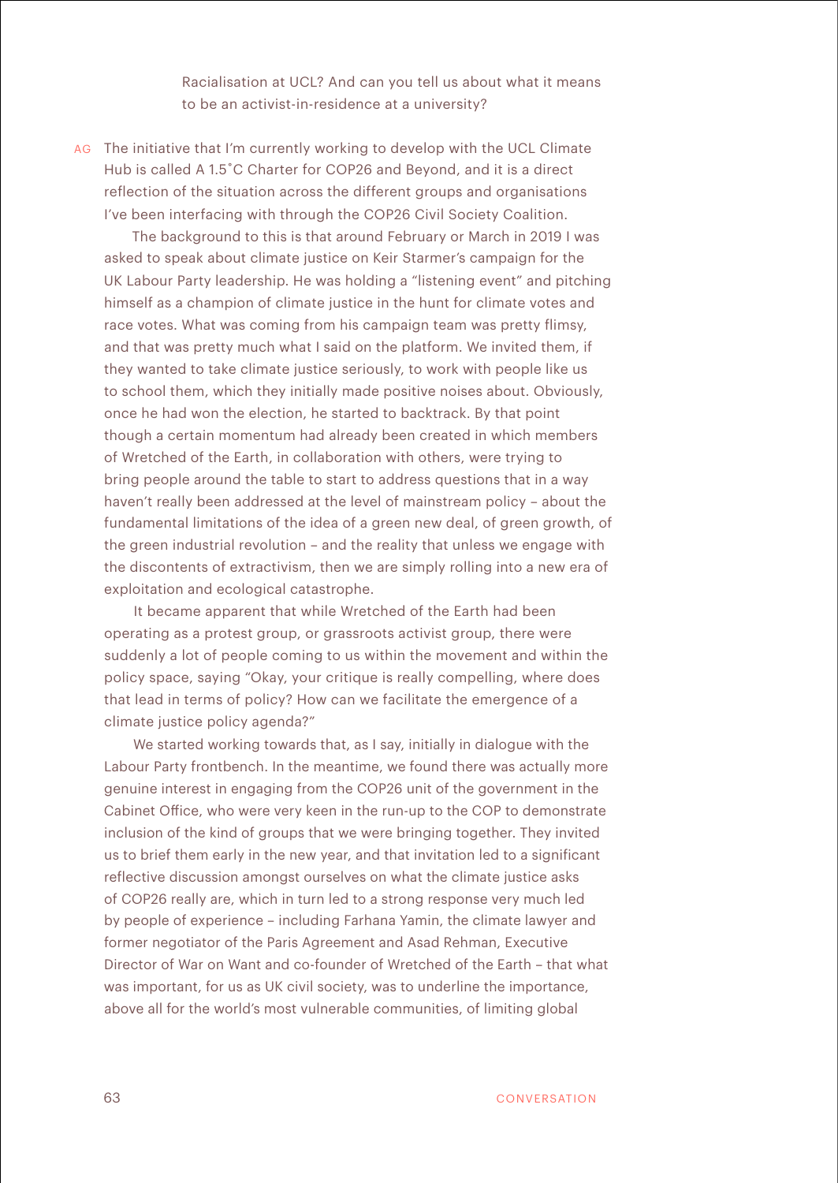Racialisation at UCL? And can you tell us about what it means to be an activist-in-residence at a university?

AG The initiative that I'm currently working to develop with the UCL Climate Hub is called A 1.5˚C Charter for COP26 and Beyond, and it is a direct reflection of the situation across the different groups and organisations I've been interfacing with through the COP26 Civil Society Coalition.

The background to this is that around February or March in 2019 I was asked to speak about climate justice on Keir Starmer's campaign for the UK Labour Party leadership. He was holding a "listening event" and pitching himself as a champion of climate justice in the hunt for climate votes and race votes. What was coming from his campaign team was pretty flimsy, and that was pretty much what I said on the platform. We invited them, if they wanted to take climate justice seriously, to work with people like us to school them, which they initially made positive noises about. Obviously, once he had won the election, he started to backtrack. By that point though a certain momentum had already been created in which members of Wretched of the Earth, in collaboration with others, were trying to bring people around the table to start to address questions that in a way haven't really been addressed at the level of mainstream policy – about the fundamental limitations of the idea of a green new deal, of green growth, of the green industrial revolution – and the reality that unless we engage with the discontents of extractivism, then we are simply rolling into a new era of exploitation and ecological catastrophe.

It became apparent that while Wretched of the Earth had been operating as a protest group, or grassroots activist group, there were suddenly a lot of people coming to us within the movement and within the policy space, saying "Okay, your critique is really compelling, where does that lead in terms of policy? How can we facilitate the emergence of a climate justice policy agenda?"

We started working towards that, as I say, initially in dialogue with the Labour Party frontbench. In the meantime, we found there was actually more genuine interest in engaging from the COP26 unit of the government in the Cabinet Office, who were very keen in the run-up to the COP to demonstrate inclusion of the kind of groups that we were bringing together. They invited us to brief them early in the new year, and that invitation led to a significant reflective discussion amongst ourselves on what the climate justice asks of COP26 really are, which in turn led to a strong response very much led by people of experience – including Farhana Yamin, the climate lawyer and former negotiator of the Paris Agreement and Asad Rehman, Executive Director of War on Want and co-founder of Wretched of the Earth – that what was important, for us as UK civil society, was to underline the importance, above all for the world's most vulnerable communities, of limiting global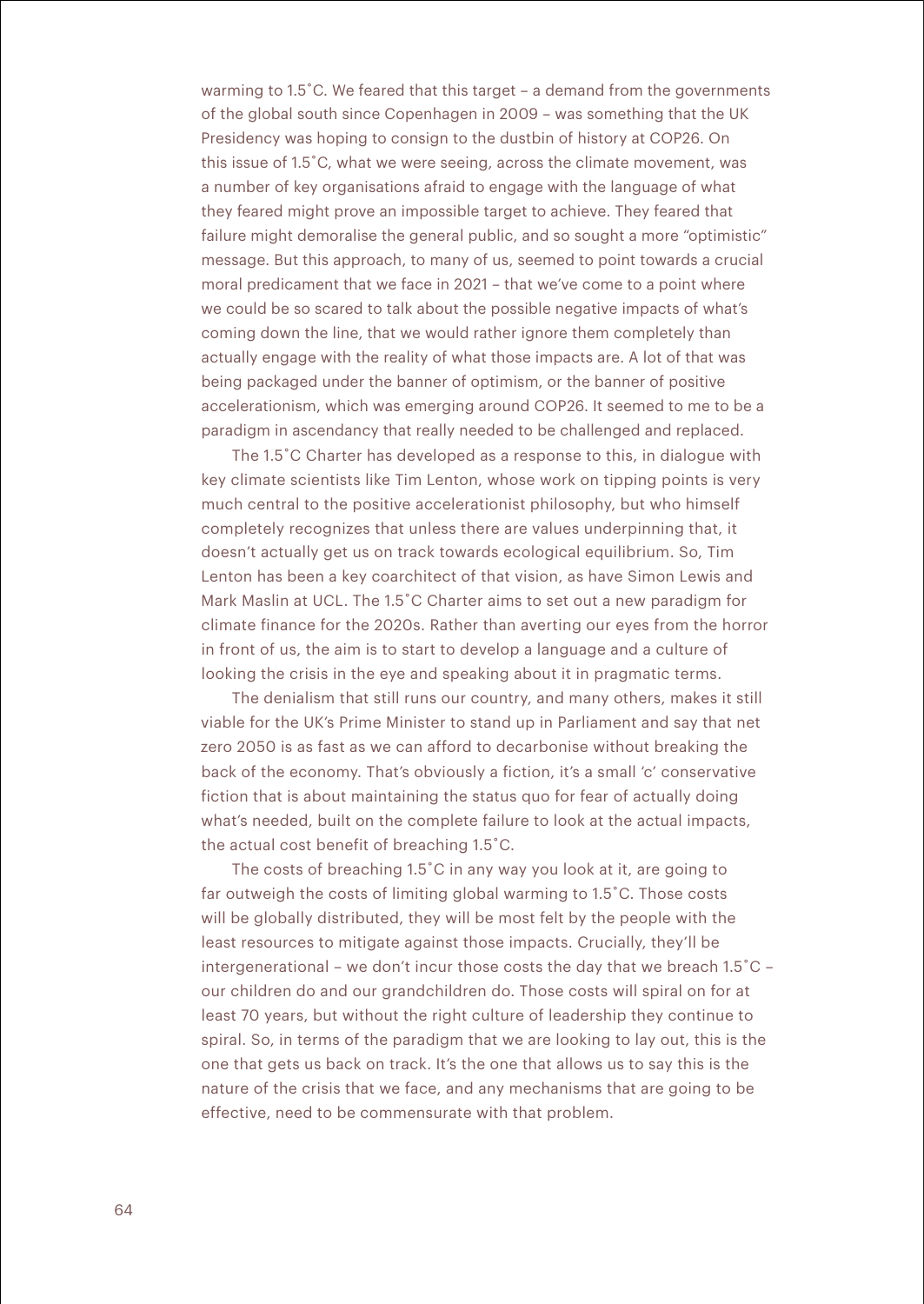warming to 1.5˚C. We feared that this target – a demand from the governments of the global south since Copenhagen in 2009 – was something that the UK Presidency was hoping to consign to the dustbin of history at COP26. On this issue of 1.5˚C, what we were seeing, across the climate movement, was a number of key organisations afraid to engage with the language of what they feared might prove an impossible target to achieve. They feared that failure might demoralise the general public, and so sought a more "optimistic" message. But this approach, to many of us, seemed to point towards a crucial moral predicament that we face in 2021 – that we've come to a point where we could be so scared to talk about the possible negative impacts of what's coming down the line, that we would rather ignore them completely than actually engage with the reality of what those impacts are. A lot of that was being packaged under the banner of optimism, or the banner of positive accelerationism, which was emerging around COP26. It seemed to me to be a paradigm in ascendancy that really needed to be challenged and replaced.

The 1.5˚C Charter has developed as a response to this, in dialogue with key climate scientists like Tim Lenton, whose work on tipping points is very much central to the positive accelerationist philosophy, but who himself completely recognizes that unless there are values underpinning that, it doesn't actually get us on track towards ecological equilibrium. So, Tim Lenton has been a key coarchitect of that vision, as have Simon Lewis and Mark Maslin at UCL. The 1.5˚C Charter aims to set out a new paradigm for climate finance for the 2020s. Rather than averting our eyes from the horror in front of us, the aim is to start to develop a language and a culture of looking the crisis in the eye and speaking about it in pragmatic terms.

The denialism that still runs our country, and many others, makes it still viable for the UK's Prime Minister to stand up in Parliament and say that net zero 2050 is as fast as we can afford to decarbonise without breaking the back of the economy. That's obviously a fiction, it's a small 'c' conservative fiction that is about maintaining the status quo for fear of actually doing what's needed, built on the complete failure to look at the actual impacts, the actual cost benefit of breaching 1.5˚C.

The costs of breaching 1.5˚C in any way you look at it, are going to far outweigh the costs of limiting global warming to 1.5˚C. Those costs will be globally distributed, they will be most felt by the people with the least resources to mitigate against those impacts. Crucially, they'll be intergenerational – we don't incur those costs the day that we breach 1.5˚C – our children do and our grandchildren do. Those costs will spiral on for at least 70 years, but without the right culture of leadership they continue to spiral. So, in terms of the paradigm that we are looking to lay out, this is the one that gets us back on track. It's the one that allows us to say this is the nature of the crisis that we face, and any mechanisms that are going to be effective, need to be commensurate with that problem.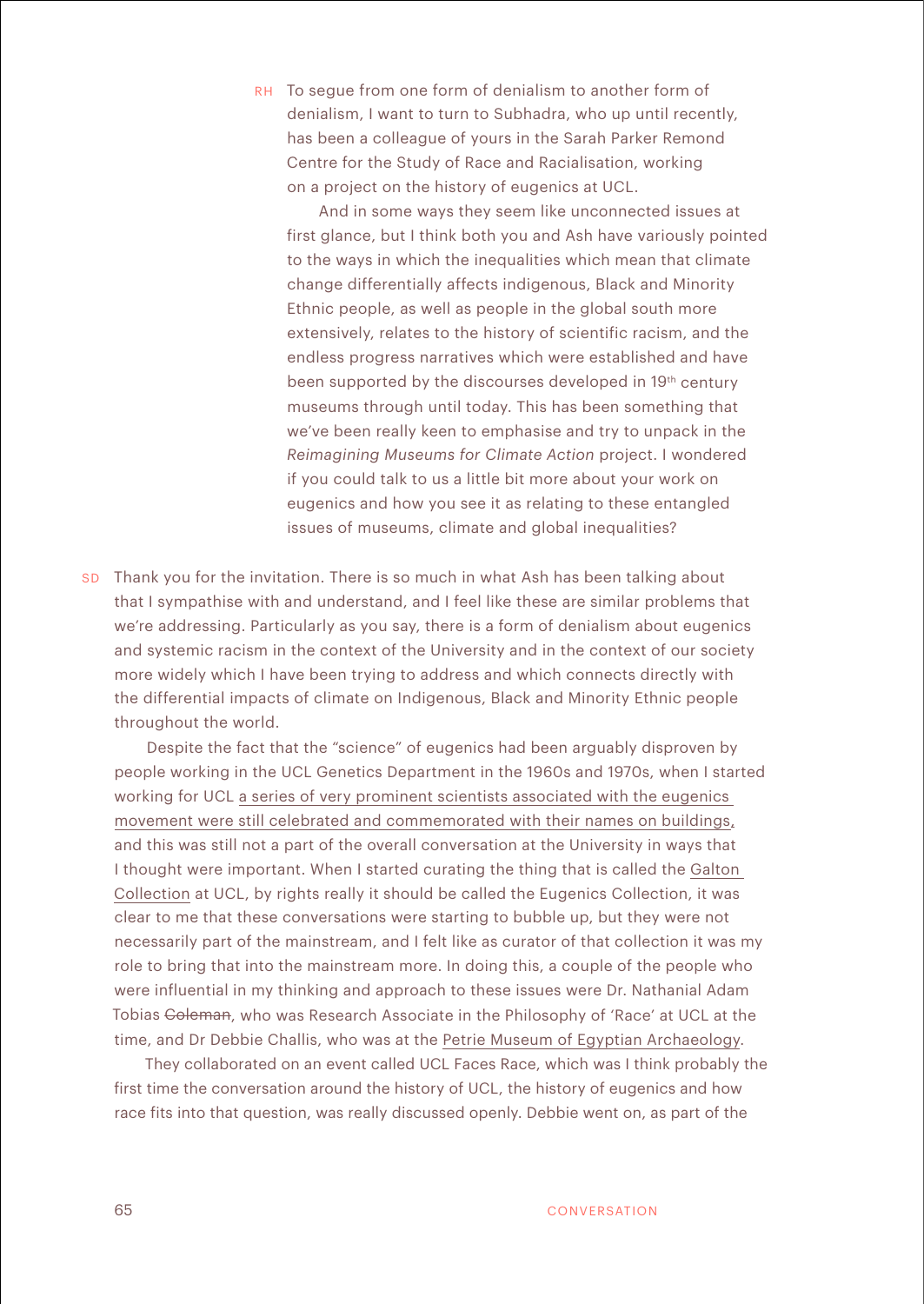RH To segue from one form of denialism to another form of denialism, I want to turn to Subhadra, who up until recently, has been a colleague of yours in the Sarah Parker Remond Centre for the Study of Race and Racialisation, working on a project on the history of eugenics at UCL.

And in some ways they seem like unconnected issues at first glance, but I think both you and Ash have variously pointed to the ways in which the inequalities which mean that climate change differentially affects indigenous, Black and Minority Ethnic people, as well as people in the global south more extensively, relates to the history of scientific racism, and the endless progress narratives which were established and have been supported by the discourses developed in 19th century museums through until today. This has been something that we've been really keen to emphasise and try to unpack in the *Reimagining Museums for Climate Action* project. I wondered if you could talk to us a little bit more about your work on eugenics and how you see it as relating to these entangled issues of museums, climate and global inequalities?

SD Thank you for the invitation. There is so much in what Ash has been talking about that I sympathise with and understand, and I feel like these are similar problems that we're addressing. Particularly as you say, there is a form of denialism about eugenics and systemic racism in the context of the University and in the context of our society more widely which I have been trying to address and which connects directly with the differential impacts of climate on Indigenous, Black and Minority Ethnic people throughout the world.

Despite the fact that the "science" of eugenics had been arguably disproven by people working in the UCL Genetics Department in the 1960s and 1970s, when I started working for UCL a series of very prominent scientists associated with the eugenics movement were still celebrated and commemorated with their names on buildings, and this was still not a part of the overall conversation at the University in ways that I thought were important. When I started curating the thing that is called the Galton Collection at UCL, by rights really it should be called the Eugenics Collection, it was clear to me that these conversations were starting to bubble up, but they were not necessarily part of the mainstream, and I felt like as curator of that collection it was my role to bring that into the mainstream more. In doing this, a couple of the people who were influential in my thinking and approach to these issues were Dr. Nathanial Adam Tobias ~~Coleman~~, who was Research Associate in the Philosophy of 'Race' at UCL at the time, and Dr Debbie Challis, who was at the Petrie Museum of Egyptian Archaeology.

They collaborated on an event called UCL Faces Race, which was I think probably the first time the conversation around the history of UCL, the history of eugenics and how race fits into that question, was really discussed openly. Debbie went on, as part of the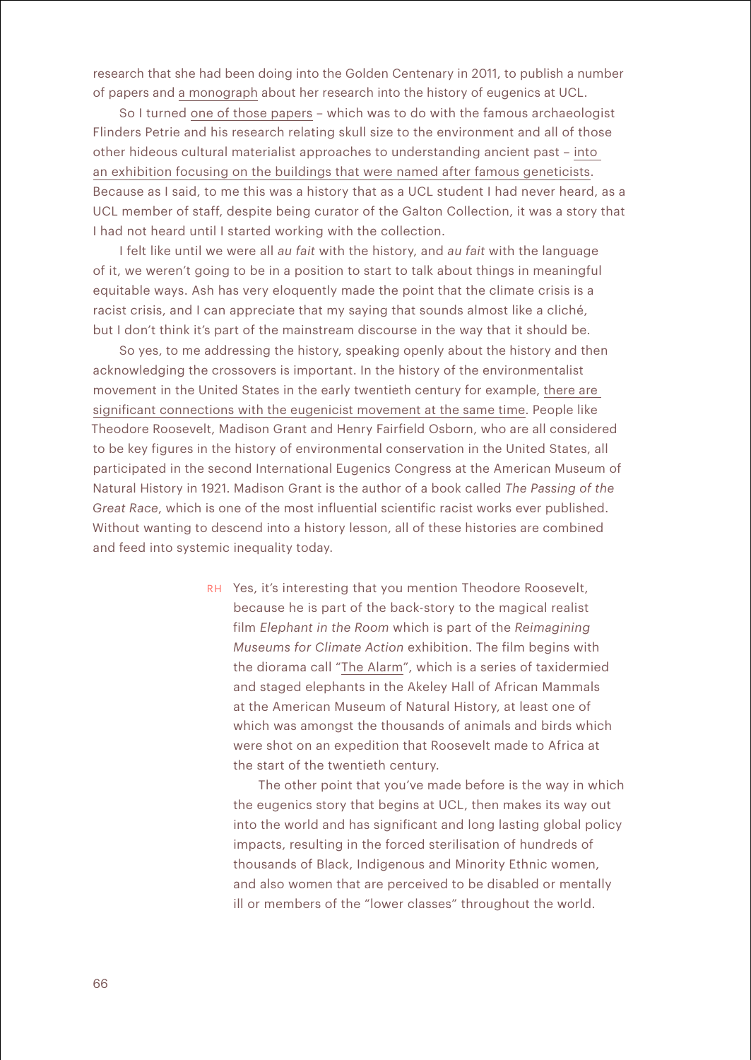research that she had been doing into the Golden Centenary in 2011, to publish a number of papers and a monograph about her research into the history of eugenics at UCL.

So I turned one of those papers – which was to do with the famous archaeologist Flinders Petrie and his research relating skull size to the environment and all of those other hideous cultural materialist approaches to understanding ancient past – into an exhibition focusing on the buildings that were named after famous geneticists. Because as I said, to me this was a history that as a UCL student I had never heard, as a UCL member of staff, despite being curator of the Galton Collection, it was a story that I had not heard until I started working with the collection.

I felt like until we were all *au fait* with the history, and *au fait* with the language of it, we weren't going to be in a position to start to talk about things in meaningful equitable ways. Ash has very eloquently made the point that the climate crisis is a racist crisis, and I can appreciate that my saying that sounds almost like a cliché, but I don't think it's part of the mainstream discourse in the way that it should be.

So yes, to me addressing the history, speaking openly about the history and then acknowledging the crossovers is important. In the history of the environmentalist movement in the United States in the early twentieth century for example, there are significant connections with the eugenicist movement at the same time. People like Theodore Roosevelt, Madison Grant and Henry Fairfield Osborn, who are all considered to be key figures in the history of environmental conservation in the United States, all participated in the second International Eugenics Congress at the American Museum of Natural History in 1921. Madison Grant is the author of a book called *The Passing of the Great Race*, which is one of the most influential scientific racist works ever published. Without wanting to descend into a history lesson, all of these histories are combined and feed into systemic inequality today.

RH Yes, it's interesting that you mention Theodore Roosevelt, because he is part of the back-story to the magical realist film *Elephant in the Room* which is part of the *Reimagining Museums for Climate Action* exhibition. The film begins with the diorama call "The Alarm", which is a series of taxidermied and staged elephants in the Akeley Hall of African Mammals at the American Museum of Natural History, at least one of which was amongst the thousands of animals and birds which were shot on an expedition that Roosevelt made to Africa at the start of the twentieth century.

The other point that you've made before is the way in which the eugenics story that begins at UCL, then makes its way out into the world and has significant and long lasting global policy impacts, resulting in the forced sterilisation of hundreds of thousands of Black, Indigenous and Minority Ethnic women, and also women that are perceived to be disabled or mentally ill or members of the "lower classes" throughout the world.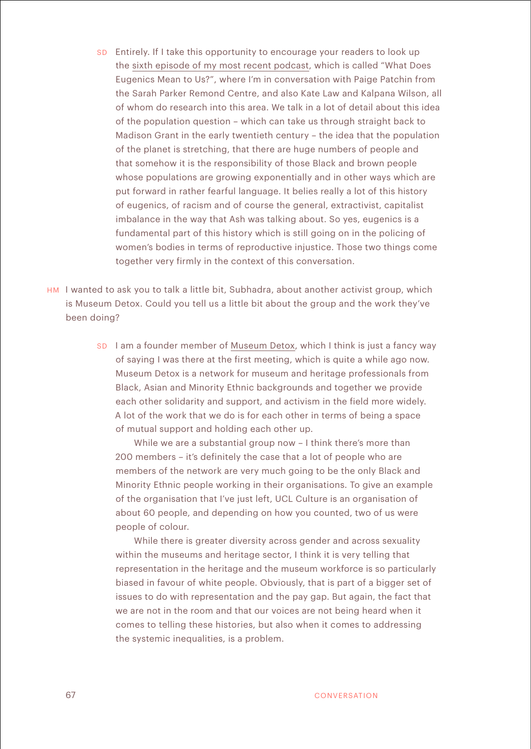SD Entirely. If I take this opportunity to encourage your readers to look up the sixth episode of my most recent podcast, which is called "What Does Eugenics Mean to Us?", where I'm in conversation with Paige Patchin from the Sarah Parker Remond Centre, and also Kate Law and Kalpana Wilson, all of whom do research into this area. We talk in a lot of detail about this idea of the population question – which can take us through straight back to Madison Grant in the early twentieth century – the idea that the population of the planet is stretching, that there are huge numbers of people and that somehow it is the responsibility of those Black and brown people whose populations are growing exponentially and in other ways which are put forward in rather fearful language. It belies really a lot of this history of eugenics, of racism and of course the general, extractivist, capitalist imbalance in the way that Ash was talking about. So yes, eugenics is a fundamental part of this history which is still going on in the policing of women's bodies in terms of reproductive injustice. Those two things come together very firmly in the context of this conversation.

HM I wanted to ask you to talk a little bit, Subhadra, about another activist group, which is Museum Detox. Could you tell us a little bit about the group and the work they've been doing?

SD I am a founder member of Museum Detox, which I think is just a fancy way of saying I was there at the first meeting, which is quite a while ago now. Museum Detox is a network for museum and heritage professionals from Black, Asian and Minority Ethnic backgrounds and together we provide each other solidarity and support, and activism in the field more widely. A lot of the work that we do is for each other in terms of being a space of mutual support and holding each other up.

While we are a substantial group now – I think there's more than 200 members – it's definitely the case that a lot of people who are members of the network are very much going to be the only Black and Minority Ethnic people working in their organisations. To give an example of the organisation that I've just left, UCL Culture is an organisation of about 60 people, and depending on how you counted, two of us were people of colour.

While there is greater diversity across gender and across sexuality within the museums and heritage sector, I think it is very telling that representation in the heritage and the museum workforce is so particularly biased in favour of white people. Obviously, that is part of a bigger set of issues to do with representation and the pay gap. But again, the fact that we are not in the room and that our voices are not being heard when it comes to telling these histories, but also when it comes to addressing the systemic inequalities, is a problem.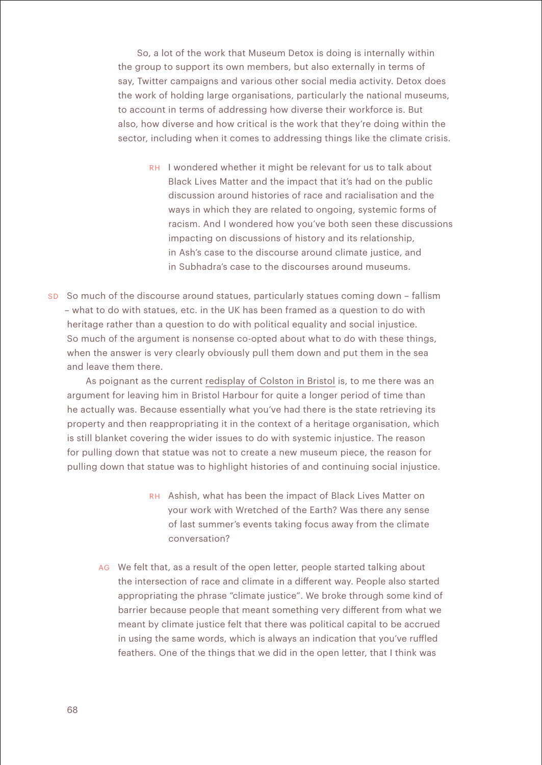So, a lot of the work that Museum Detox is doing is internally within the group to support its own members, but also externally in terms of say, Twitter campaigns and various other social media activity. Detox does the work of holding large organisations, particularly the national museums, to account in terms of addressing how diverse their workforce is. But also, how diverse and how critical is the work that they're doing within the sector, including when it comes to addressing things like the climate crisis.

RH I wondered whether it might be relevant for us to talk about Black Lives Matter and the impact that it's had on the public discussion around histories of race and racialisation and the ways in which they are related to ongoing, systemic forms of racism. And I wondered how you've both seen these discussions impacting on discussions of history and its relationship, in Ash's case to the discourse around climate justice, and in Subhadra's case to the discourses around museums.

SD So much of the discourse around statues, particularly statues coming down – fallism – what to do with statues, etc. in the UK has been framed as a question to do with heritage rather than a question to do with political equality and social injustice. So much of the argument is nonsense co-opted about what to do with these things, when the answer is very clearly obviously pull them down and put them in the sea and leave them there.

As poignant as the current redisplay of Colston in Bristol is, to me there was an argument for leaving him in Bristol Harbour for quite a longer period of time than he actually was. Because essentially what you've had there is the state retrieving its property and then reappropriating it in the context of a heritage organisation, which is still blanket covering the wider issues to do with systemic injustice. The reason for pulling down that statue was not to create a new museum piece, the reason for pulling down that statue was to highlight histories of and continuing social injustice.

RH Ashish, what has been the impact of Black Lives Matter on your work with Wretched of the Earth? Was there any sense of last summer's events taking focus away from the climate conversation?

AG We felt that, as a result of the open letter, people started talking about the intersection of race and climate in a different way. People also started appropriating the phrase "climate justice". We broke through some kind of barrier because people that meant something very different from what we meant by climate justice felt that there was political capital to be accrued in using the same words, which is always an indication that you've ruffled feathers. One of the things that we did in the open letter, that I think was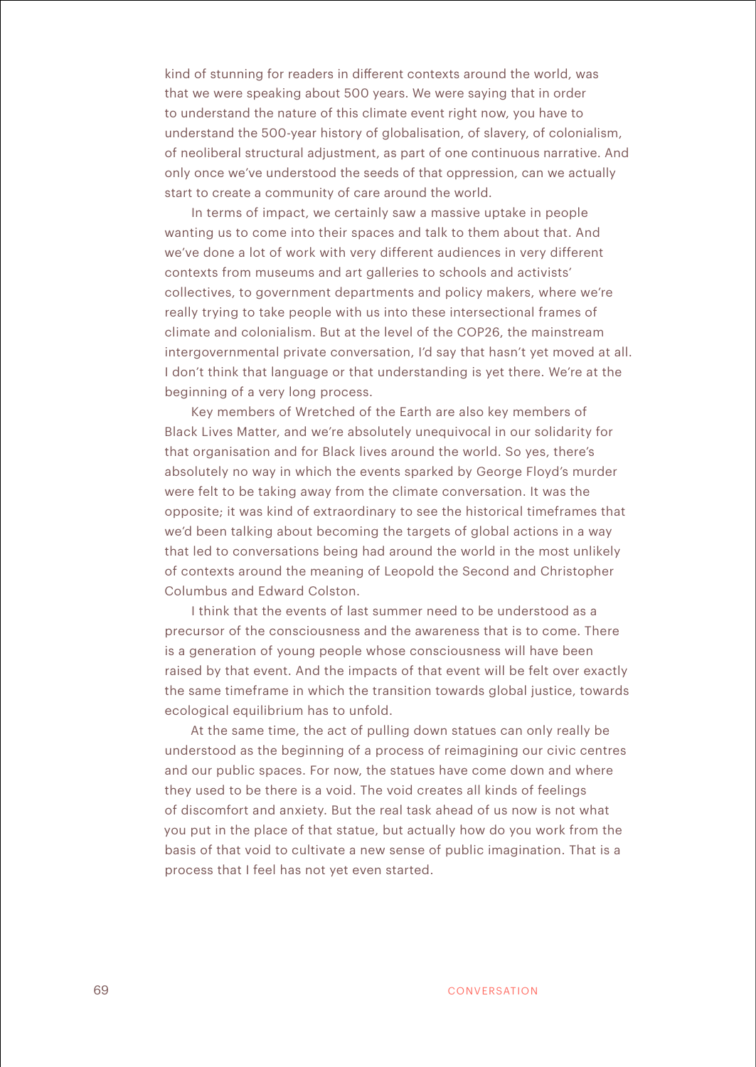kind of stunning for readers in different contexts around the world, was that we were speaking about 500 years. We were saying that in order to understand the nature of this climate event right now, you have to understand the 500-year history of globalisation, of slavery, of colonialism, of neoliberal structural adjustment, as part of one continuous narrative. And only once we've understood the seeds of that oppression, can we actually start to create a community of care around the world.

In terms of impact, we certainly saw a massive uptake in people wanting us to come into their spaces and talk to them about that. And we've done a lot of work with very different audiences in very different contexts from museums and art galleries to schools and activists' collectives, to government departments and policy makers, where we're really trying to take people with us into these intersectional frames of climate and colonialism. But at the level of the COP26, the mainstream intergovernmental private conversation, I'd say that hasn't yet moved at all. I don't think that language or that understanding is yet there. We're at the beginning of a very long process.

Key members of Wretched of the Earth are also key members of Black Lives Matter, and we're absolutely unequivocal in our solidarity for that organisation and for Black lives around the world. So yes, there's absolutely no way in which the events sparked by George Floyd's murder were felt to be taking away from the climate conversation. It was the opposite; it was kind of extraordinary to see the historical timeframes that we'd been talking about becoming the targets of global actions in a way that led to conversations being had around the world in the most unlikely of contexts around the meaning of Leopold the Second and Christopher Columbus and Edward Colston.

I think that the events of last summer need to be understood as a precursor of the consciousness and the awareness that is to come. There is a generation of young people whose consciousness will have been raised by that event. And the impacts of that event will be felt over exactly the same timeframe in which the transition towards global justice, towards ecological equilibrium has to unfold.

At the same time, the act of pulling down statues can only really be understood as the beginning of a process of reimagining our civic centres and our public spaces. For now, the statues have come down and where they used to be there is a void. The void creates all kinds of feelings of discomfort and anxiety. But the real task ahead of us now is not what you put in the place of that statue, but actually how do you work from the basis of that void to cultivate a new sense of public imagination. That is a process that I feel has not yet even started.